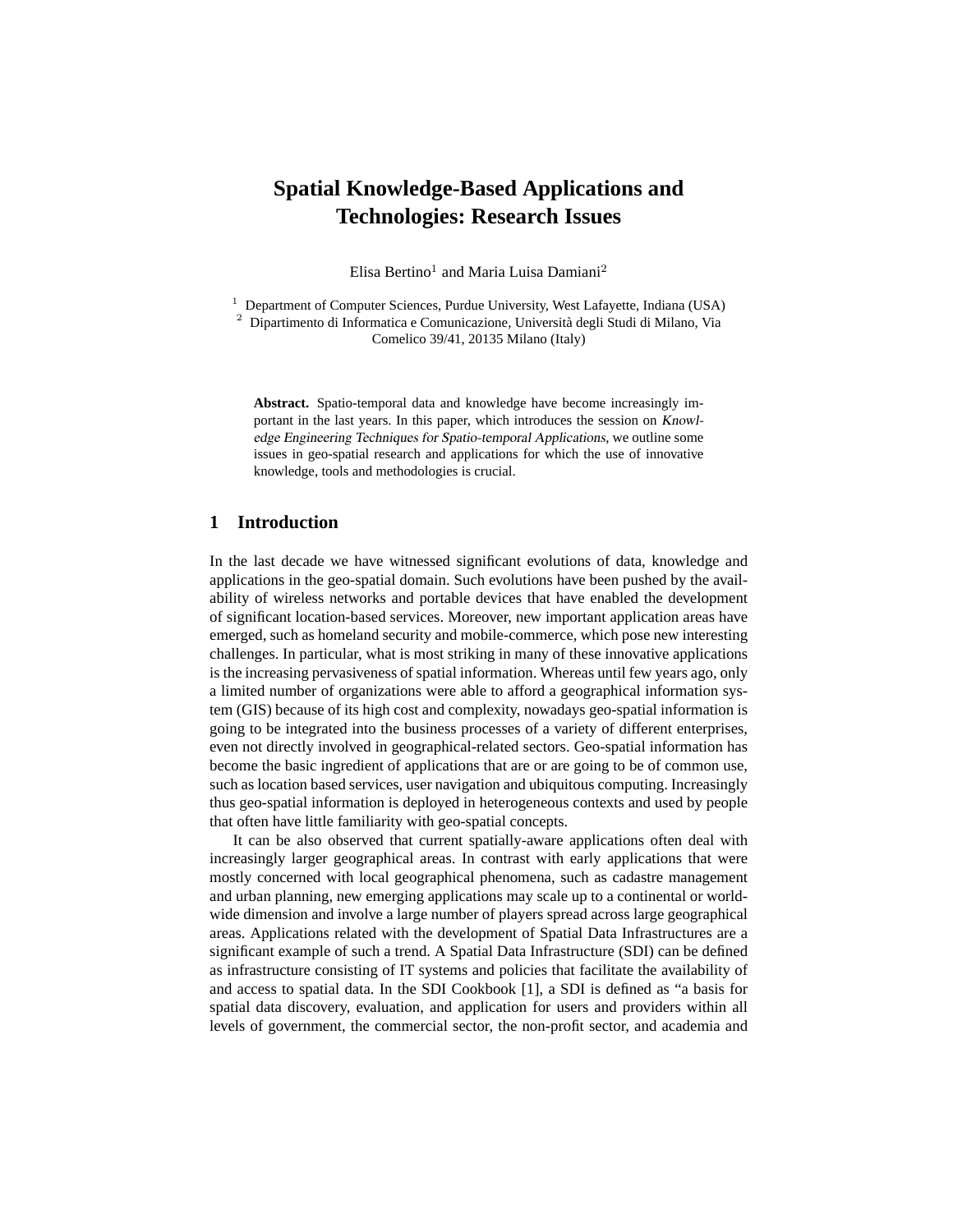# Spatial Knowledge-Based Applications and Technologies: Research Issues

Elisa Bertino[1] and Maria Luisa Damiani[2]

[1] Department of Computer Sciences, Purdue University, West Lafayette, Indiana (USA)
[2] Dipartimento di Informatica e Comunicazione, Università degli Studi di Milano, Via Comelico 39/41, 20135 Milano (Italy)

**Abstract.** Spatio-temporal data and knowledge have become increasingly important in the last years. In this paper, which introduces the session on *Knowledge Engineering Techniques for Spatio-temporal Applications*, we outline some issues in geo-spatial research and applications for which the use of innovative knowledge, tools and methodologies is crucial.

## 1 Introduction

In the last decade we have witnessed significant evolutions of data, knowledge and applications in the geo-spatial domain. Such evolutions have been pushed by the availability of wireless networks and portable devices that have enabled the development of significant location-based services. Moreover, new important application areas have emerged, such as homeland security and mobile-commerce, which pose new interesting challenges. In particular, what is most striking in many of these innovative applications is the increasing pervasiveness of spatial information. Whereas until few years ago, only a limited number of organizations were able to afford a geographical information system (GIS) because of its high cost and complexity, nowadays geo-spatial information is going to be integrated into the business processes of a variety of different enterprises, even not directly involved in geographical-related sectors. Geo-spatial information has become the basic ingredient of applications that are or are going to be of common use, such as location based services, user navigation and ubiquitous computing. Increasingly thus geo-spatial information is deployed in heterogeneous contexts and used by people that often have little familiarity with geo-spatial concepts.

It can be also observed that current spatially-aware applications often deal with increasingly larger geographical areas. In contrast with early applications that were mostly concerned with local geographical phenomena, such as cadastre management and urban planning, new emerging applications may scale up to a continental or world-wide dimension and involve a large number of players spread across large geographical areas. Applications related with the development of Spatial Data Infrastructures are a significant example of such a trend. A Spatial Data Infrastructure (SDI) can be defined as infrastructure consisting of IT systems and policies that facilitate the availability of and access to spatial data. In the SDI Cookbook [1], a SDI is defined as "a basis for spatial data discovery, evaluation, and application for users and providers within all levels of government, the commercial sector, the non-profit sector, and academia and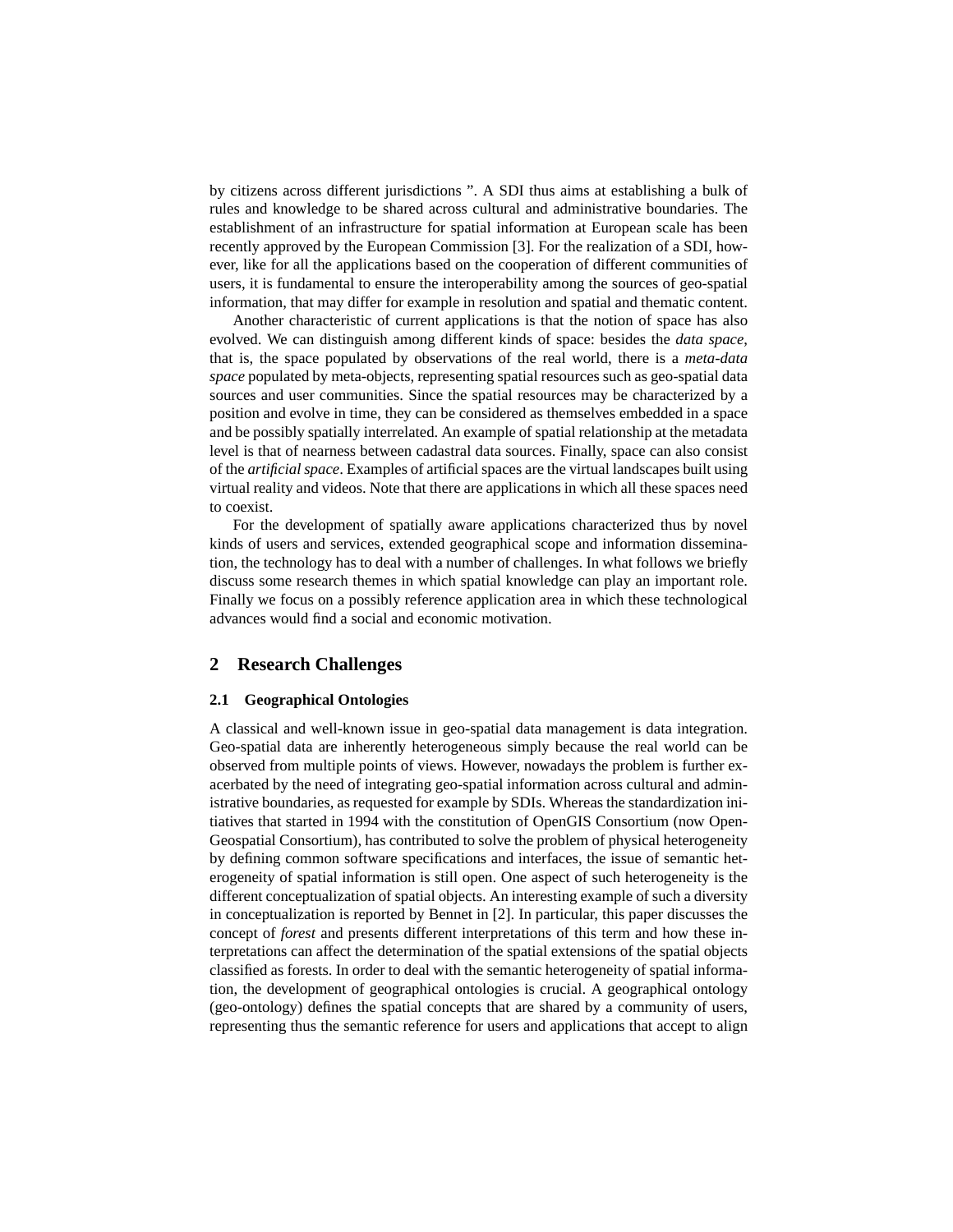by citizens across different jurisdictions ". A SDI thus aims at establishing a bulk of rules and knowledge to be shared across cultural and administrative boundaries. The establishment of an infrastructure for spatial information at European scale has been recently approved by the European Commission [3]. For the realization of a SDI, however, like for all the applications based on the cooperation of different communities of users, it is fundamental to ensure the interoperability among the sources of geo-spatial information, that may differ for example in resolution and spatial and thematic content.

Another characteristic of current applications is that the notion of space has also evolved. We can distinguish among different kinds of space: besides the *data space*, that is, the space populated by observations of the real world, there is a *meta-data space* populated by meta-objects, representing spatial resources such as geo-spatial data sources and user communities. Since the spatial resources may be characterized by a position and evolve in time, they can be considered as themselves embedded in a space and be possibly spatially interrelated. An example of spatial relationship at the metadata level is that of nearness between cadastral data sources. Finally, space can also consist of the *artificial space*. Examples of artificial spaces are the virtual landscapes built using virtual reality and videos. Note that there are applications in which all these spaces need to coexist.

For the development of spatially aware applications characterized thus by novel kinds of users and services, extended geographical scope and information dissemination, the technology has to deal with a number of challenges. In what follows we briefly discuss some research themes in which spatial knowledge can play an important role. Finally we focus on a possibly reference application area in which these technological advances would find a social and economic motivation.

## 2 Research Challenges

### 2.1 Geographical Ontologies

A classical and well-known issue in geo-spatial data management is data integration. Geo-spatial data are inherently heterogeneous simply because the real world can be observed from multiple points of views. However, nowadays the problem is further exacerbated by the need of integrating geo-spatial information across cultural and administrative boundaries, as requested for example by SDIs. Whereas the standardization initiatives that started in 1994 with the constitution of OpenGIS Consortium (now OpenGeospatial Consortium), has contributed to solve the problem of physical heterogeneity by defining common software specifications and interfaces, the issue of semantic heterogeneity of spatial information is still open. One aspect of such heterogeneity is the different conceptualization of spatial objects. An interesting example of such a diversity in conceptualization is reported by Bennet in [2]. In particular, this paper discusses the concept of *forest* and presents different interpretations of this term and how these interpretations can affect the determination of the spatial extensions of the spatial objects classified as forests. In order to deal with the semantic heterogeneity of spatial information, the development of geographical ontologies is crucial. A geographical ontology (geo-ontology) defines the spatial concepts that are shared by a community of users, representing thus the semantic reference for users and applications that accept to align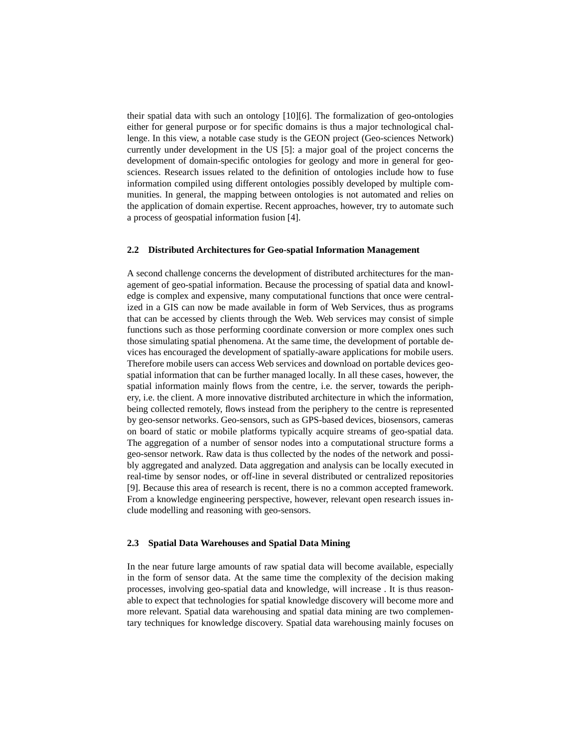their spatial data with such an ontology [10][6]. The formalization of geo-ontologies either for general purpose or for specific domains is thus a major technological challenge. In this view, a notable case study is the GEON project (Geo-sciences Network) currently under development in the US [5]: a major goal of the project concerns the development of domain-specific ontologies for geology and more in general for geosciences. Research issues related to the definition of ontologies include how to fuse information compiled using different ontologies possibly developed by multiple communities. In general, the mapping between ontologies is not automated and relies on the application of domain expertise. Recent approaches, however, try to automate such a process of geospatial information fusion [4].

### 2.2 Distributed Architectures for Geo-spatial Information Management

A second challenge concerns the development of distributed architectures for the management of geo-spatial information. Because the processing of spatial data and knowledge is complex and expensive, many computational functions that once were centralized in a GIS can now be made available in form of Web Services, thus as programs that can be accessed by clients through the Web. Web services may consist of simple functions such as those performing coordinate conversion or more complex ones such those simulating spatial phenomena. At the same time, the development of portable devices has encouraged the development of spatially-aware applications for mobile users. Therefore mobile users can access Web services and download on portable devices geo-spatial information that can be further managed locally. In all these cases, however, the spatial information mainly flows from the centre, i.e. the server, towards the periphery, i.e. the client. A more innovative distributed architecture in which the information, being collected remotely, flows instead from the periphery to the centre is represented by geo-sensor networks. Geo-sensors, such as GPS-based devices, biosensors, cameras on board of static or mobile platforms typically acquire streams of geo-spatial data. The aggregation of a number of sensor nodes into a computational structure forms a geo-sensor network. Raw data is thus collected by the nodes of the network and possibly aggregated and analyzed. Data aggregation and analysis can be locally executed in real-time by sensor nodes, or off-line in several distributed or centralized repositories [9]. Because this area of research is recent, there is no a common accepted framework. From a knowledge engineering perspective, however, relevant open research issues include modelling and reasoning with geo-sensors.

### 2.3 Spatial Data Warehouses and Spatial Data Mining

In the near future large amounts of raw spatial data will become available, especially in the form of sensor data. At the same time the complexity of the decision making processes, involving geo-spatial data and knowledge, will increase . It is thus reasonable to expect that technologies for spatial knowledge discovery will become more and more relevant. Spatial data warehousing and spatial data mining are two complementary techniques for knowledge discovery. Spatial data warehousing mainly focuses on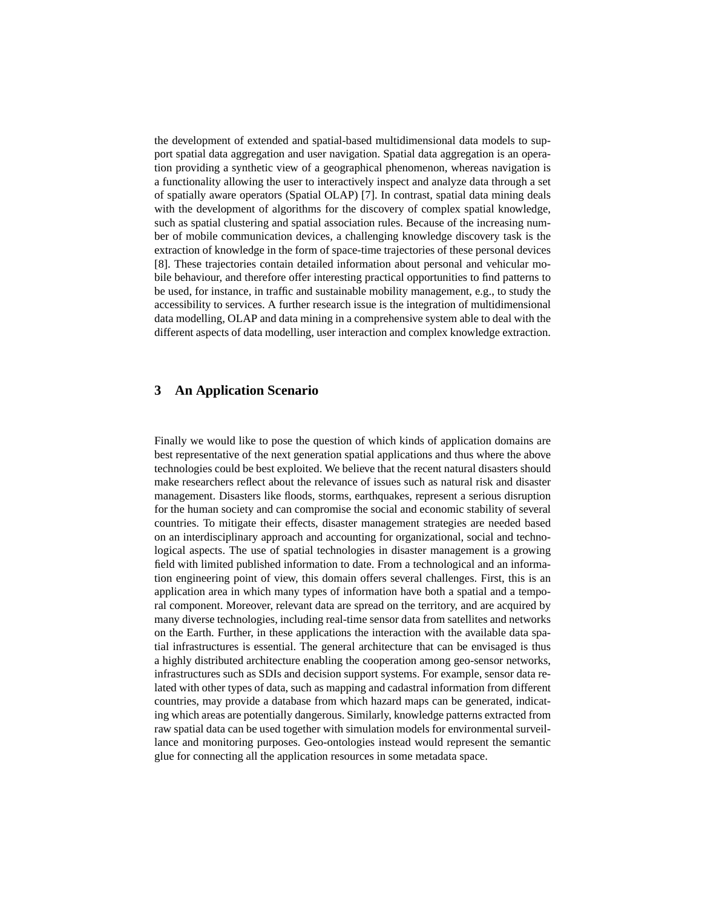the development of extended and spatial-based multidimensional data models to support spatial data aggregation and user navigation. Spatial data aggregation is an operation providing a synthetic view of a geographical phenomenon, whereas navigation is a functionality allowing the user to interactively inspect and analyze data through a set of spatially aware operators (Spatial OLAP) [7]. In contrast, spatial data mining deals with the development of algorithms for the discovery of complex spatial knowledge, such as spatial clustering and spatial association rules. Because of the increasing number of mobile communication devices, a challenging knowledge discovery task is the extraction of knowledge in the form of space-time trajectories of these personal devices [8]. These trajectories contain detailed information about personal and vehicular mobile behaviour, and therefore offer interesting practical opportunities to find patterns to be used, for instance, in traffic and sustainable mobility management, e.g., to study the accessibility to services. A further research issue is the integration of multidimensional data modelling, OLAP and data mining in a comprehensive system able to deal with the different aspects of data modelling, user interaction and complex knowledge extraction.

## 3 An Application Scenario

Finally we would like to pose the question of which kinds of application domains are best representative of the next generation spatial applications and thus where the above technologies could be best exploited. We believe that the recent natural disasters should make researchers reflect about the relevance of issues such as natural risk and disaster management. Disasters like floods, storms, earthquakes, represent a serious disruption for the human society and can compromise the social and economic stability of several countries. To mitigate their effects, disaster management strategies are needed based on an interdisciplinary approach and accounting for organizational, social and technological aspects. The use of spatial technologies in disaster management is a growing field with limited published information to date. From a technological and an information engineering point of view, this domain offers several challenges. First, this is an application area in which many types of information have both a spatial and a temporal component. Moreover, relevant data are spread on the territory, and are acquired by many diverse technologies, including real-time sensor data from satellites and networks on the Earth. Further, in these applications the interaction with the available data spatial infrastructures is essential. The general architecture that can be envisaged is thus a highly distributed architecture enabling the cooperation among geo-sensor networks, infrastructures such as SDIs and decision support systems. For example, sensor data related with other types of data, such as mapping and cadastral information from different countries, may provide a database from which hazard maps can be generated, indicating which areas are potentially dangerous. Similarly, knowledge patterns extracted from raw spatial data can be used together with simulation models for environmental surveillance and monitoring purposes. Geo-ontologies instead would represent the semantic glue for connecting all the application resources in some metadata space.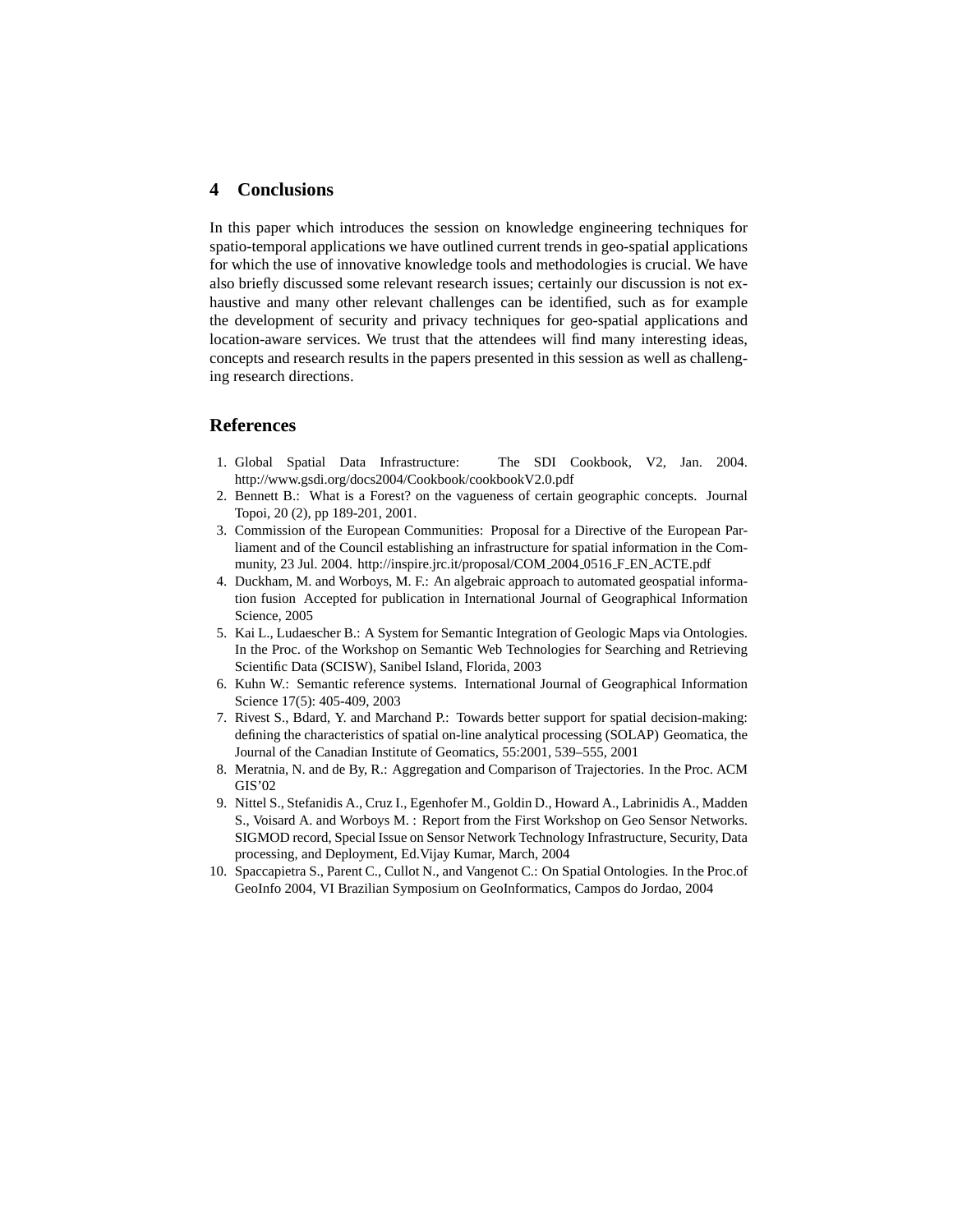## 4 Conclusions

In this paper which introduces the session on knowledge engineering techniques for spatio-temporal applications we have outlined current trends in geo-spatial applications for which the use of innovative knowledge tools and methodologies is crucial. We have also briefly discussed some relevant research issues; certainly our discussion is not exhaustive and many other relevant challenges can be identified, such as for example the development of security and privacy techniques for geo-spatial applications and location-aware services. We trust that the attendees will find many interesting ideas, concepts and research results in the papers presented in this session as well as challenging research directions.

## References

1. Global Spatial Data Infrastructure: The SDI Cookbook, V2, Jan. 2004. http://www.gsdi.org/docs2004/Cookbook/cookbookV2.0.pdf
2. Bennett B.: What is a Forest? on the vagueness of certain geographic concepts. Journal Topoi, 20 (2), pp 189-201, 2001.
3. Commission of the European Communities: Proposal for a Directive of the European Parliament and of the Council establishing an infrastructure for spatial information in the Community, 23 Jul. 2004. http://inspire.jrc.it/proposal/COM_2004_0516_F_EN_ACTE.pdf
4. Duckham, M. and Worboys, M. F.: An algebraic approach to automated geospatial information fusion Accepted for publication in International Journal of Geographical Information Science, 2005
5. Kai L., Ludaescher B.: A System for Semantic Integration of Geologic Maps via Ontologies. In the Proc. of the Workshop on Semantic Web Technologies for Searching and Retrieving Scientific Data (SCISW), Sanibel Island, Florida, 2003
6. Kuhn W.: Semantic reference systems. International Journal of Geographical Information Science 17(5): 405-409, 2003
7. Rivest S., Bdard, Y. and Marchand P.: Towards better support for spatial decision-making: defining the characteristics of spatial on-line analytical processing (SOLAP) Geomatica, the Journal of the Canadian Institute of Geomatics, 55:2001, 539–555, 2001
8. Meratnia, N. and de By, R.: Aggregation and Comparison of Trajectories. In the Proc. ACM GIS'02
9. Nittel S., Stefanidis A., Cruz I., Egenhofer M., Goldin D., Howard A., Labrinidis A., Madden S., Voisard A. and Worboys M. : Report from the First Workshop on Geo Sensor Networks. SIGMOD record, Special Issue on Sensor Network Technology Infrastructure, Security, Data processing, and Deployment, Ed.Vijay Kumar, March, 2004
10. Spaccapietra S., Parent C., Cullot N., and Vangenot C.: On Spatial Ontologies. In the Proc.of GeoInfo 2004, VI Brazilian Symposium on GeoInformatics, Campos do Jordao, 2004